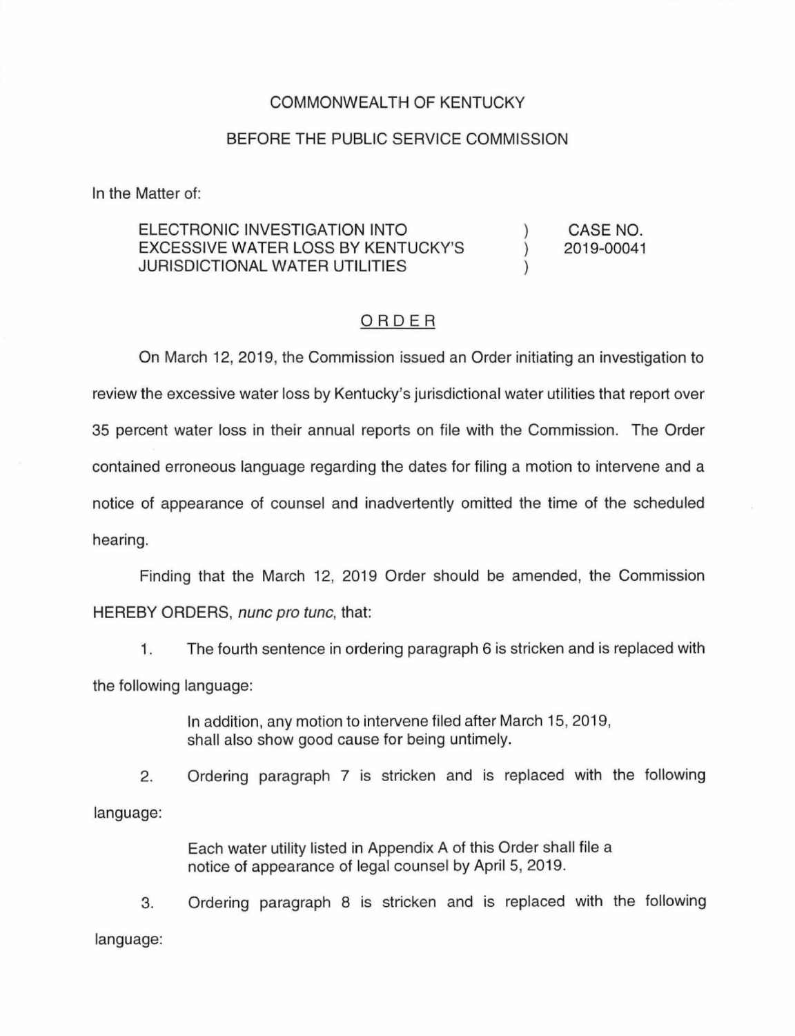COMMONWEALTH OF KENTUCKY

BEFORE THE PUBLIC SERVICE COMMISSION

In the Matter of:

| | | |
|---|---|---|
| ELECTRONIC INVESTIGATION INTO EXCESSIVE WATER LOSS BY KENTUCKY'S JURISDICTIONAL WATER UTILITIES | ) ) ) | CASE NO. 2019-00041 |

## ORDER

On March 12, 2019, the Commission issued an Order initiating an investigation to review the excessive water loss by Kentucky's jurisdictional water utilities that report over 35 percent water loss in their annual reports on file with the Commission. The Order contained erroneous language regarding the dates for filing a motion to intervene and a notice of appearance of counsel and inadvertently omitted the time of the scheduled hearing.

Finding that the March 12, 2019 Order should be amended, the Commission HEREBY ORDERS, *nunc pro tunc*, that:

1. The fourth sentence in ordering paragraph 6 is stricken and is replaced with the following language:

   > In addition, any motion to intervene filed after March 15, 2019, shall also show good cause for being untimely.

2. Ordering paragraph 7 is stricken and is replaced with the following language:

   > Each water utility listed in Appendix A of this Order shall file a notice of appearance of legal counsel by April 5, 2019.

3. Ordering paragraph 8 is stricken and is replaced with the following language: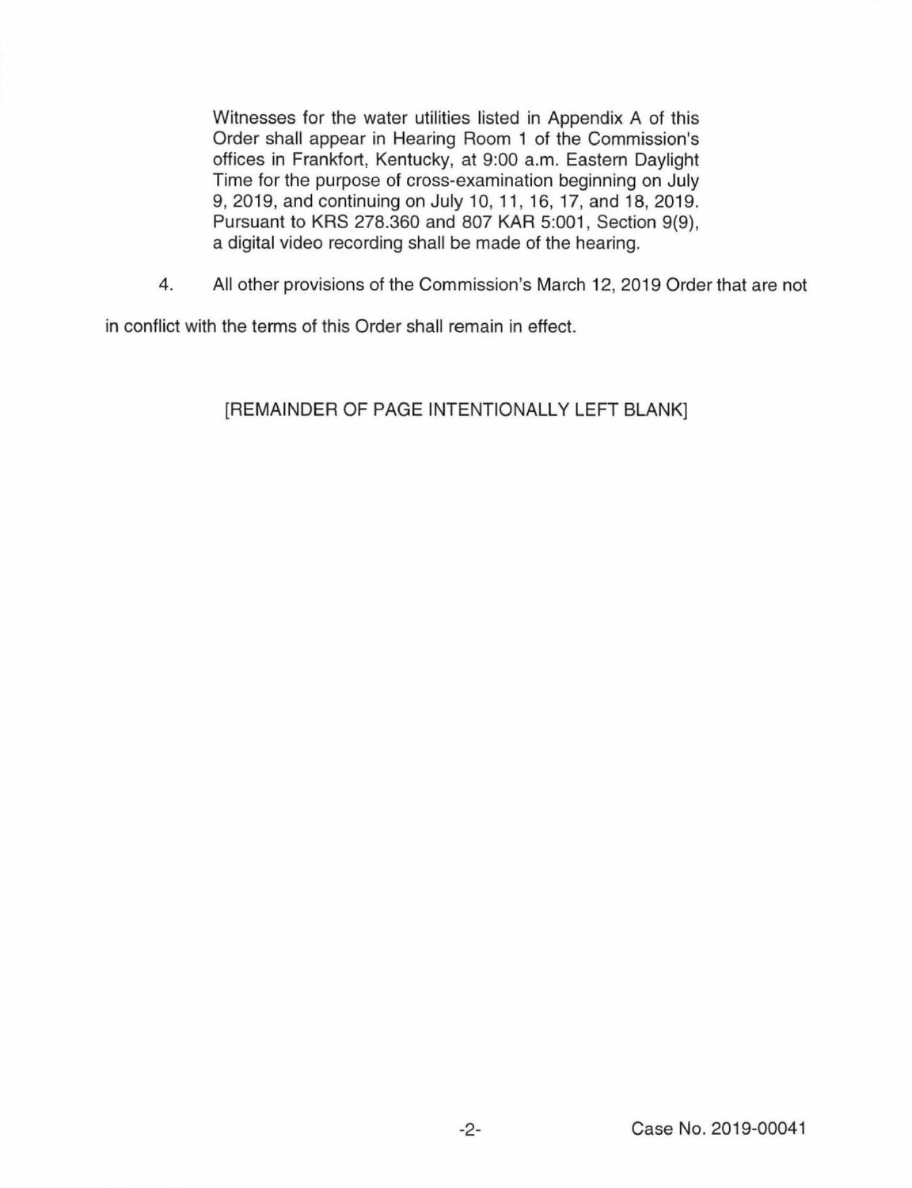> Witnesses for the water utilities listed in Appendix A of this Order shall appear in Hearing Room 1 of the Commission's offices in Frankfort, Kentucky, at 9:00 a.m. Eastern Daylight Time for the purpose of cross-examination beginning on July 9, 2019, and continuing on July 10, 11, 16, 17, and 18, 2019. Pursuant to KRS 278.360 and 807 KAR 5:001, Section 9(9), a digital video recording shall be made of the hearing.

4. All other provisions of the Commission's March 12, 2019 Order that are not in conflict with the terms of this Order shall remain in effect.

[REMAINDER OF PAGE INTENTIONALLY LEFT BLANK]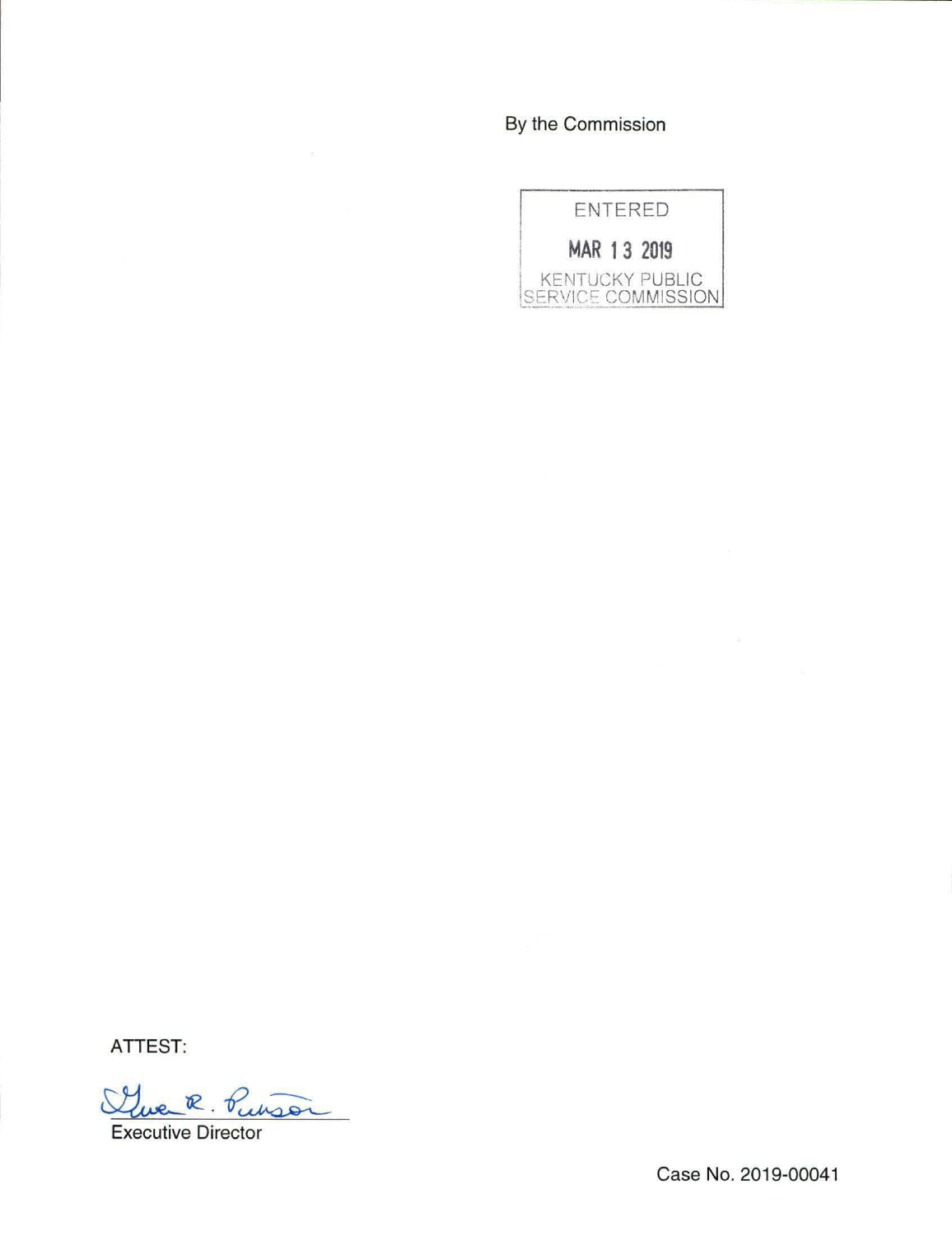By the Commission

ENTERED

MAR 13 2019

KENTUCKY PUBLIC SERVICE COMMISSION

ATTEST:

Gwen R. Pinson

Executive Director

Case No. 2019-00041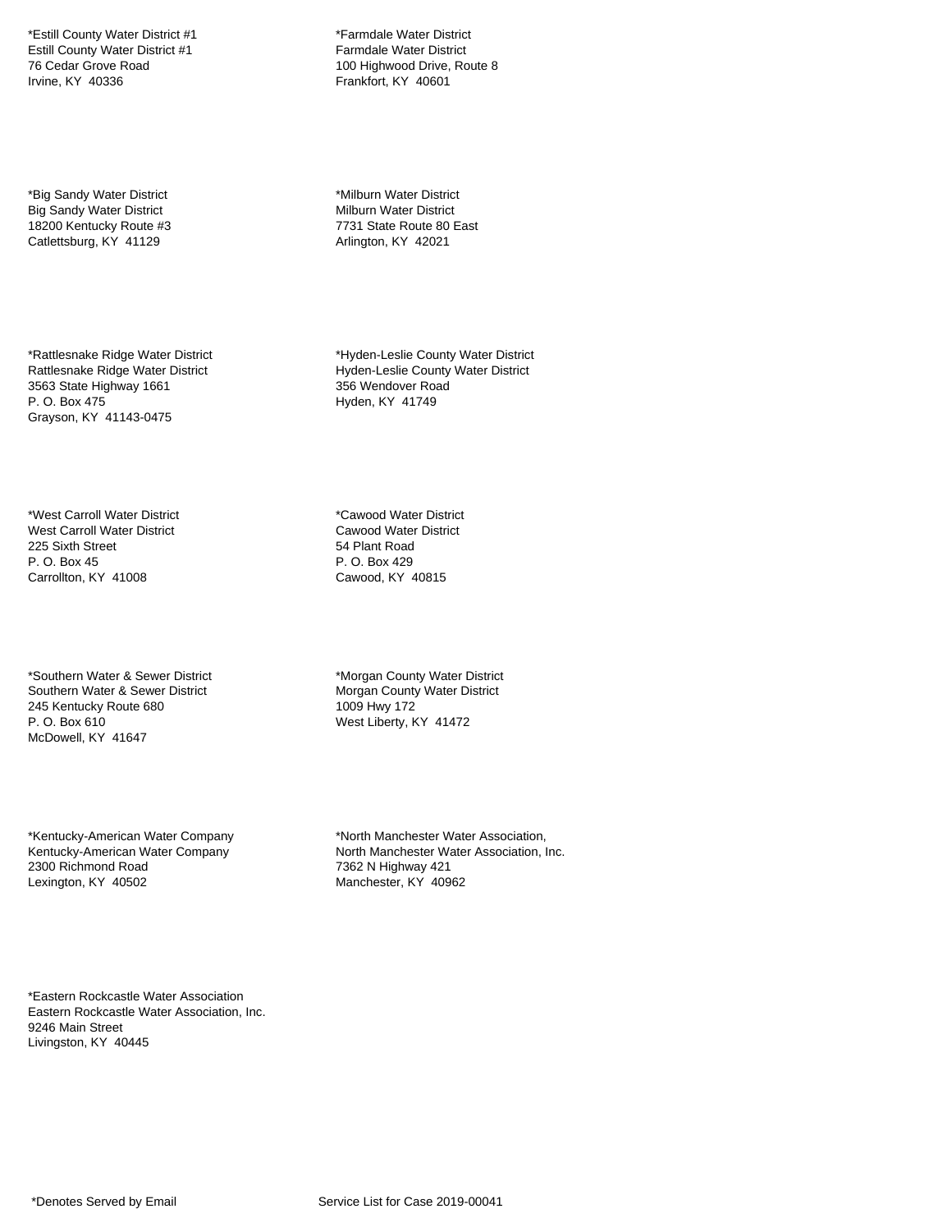*Estill County Water District #1
Estill County Water District #1
76 Cedar Grove Road
Irvine, KY  40336

*Farmdale Water District
Farmdale Water District
100 Highwood Drive, Route 8
Frankfort, KY  40601

*Big Sandy Water District
Big Sandy Water District
18200 Kentucky Route #3
Catlettsburg, KY  41129

*Milburn Water District
Milburn Water District
7731 State Route 80 East
Arlington, KY  42021

*Rattlesnake Ridge Water District
Rattlesnake Ridge Water District
3563 State Highway 1661
P. O. Box 475
Grayson, KY  41143-0475

*Hyden-Leslie County Water District
Hyden-Leslie County Water District
356 Wendover Road
Hyden, KY  41749

*West Carroll Water District
West Carroll Water District
225 Sixth Street
P. O. Box 45
Carrollton, KY  41008

*Cawood Water District
Cawood Water District
54 Plant Road
P. O. Box 429
Cawood, KY  40815

*Southern Water & Sewer District
Southern Water & Sewer District
245 Kentucky Route 680
P. O. Box 610
McDowell, KY  41647

*Morgan County Water District
Morgan County Water District
1009 Hwy 172
West Liberty, KY  41472

*Kentucky-American Water Company
Kentucky-American Water Company
2300 Richmond Road
Lexington, KY  40502

*North Manchester Water Association,
North Manchester Water Association, Inc.
7362 N Highway 421
Manchester, KY  40962

*Eastern Rockcastle Water Association
Eastern Rockcastle Water Association, Inc.
9246 Main Street
Livingston, KY  40445

*Denotes Served by Email

Service List for Case 2019-00041